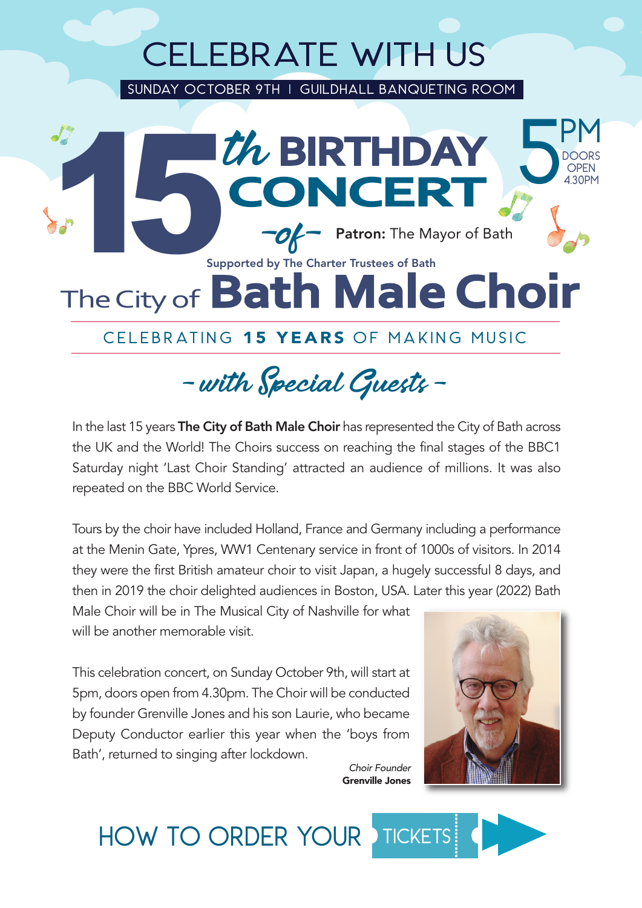# CELEBRATE WITH US

SUNDAY OCTOBER 9TH | GUILDHALL BANQUETING ROOM

# 15th BIRTHDAY CONCERT

5PM
DOORS OPEN 4.30PM

-of-

**Patron:** The Mayor of Bath

Supported by The Charter Trustees of Bath

# The City of Bath Male Choir

CELEBRATING **15 YEARS** OF MAKING MUSIC

## - with Special Guests -

In the last 15 years **The City of Bath Male Choir** has represented the City of Bath across the UK and the World! The Choirs success on reaching the final stages of the BBC1 Saturday night 'Last Choir Standing' attracted an audience of millions. It was also repeated on the BBC World Service.

Tours by the choir have included Holland, France and Germany including a performance at the Menin Gate, Ypres, WW1 Centenary service in front of 1000s of visitors. In 2014 they were the first British amateur choir to visit Japan, a hugely successful 8 days, and then in 2019 the choir delighted audiences in Boston, USA. Later this year (2022) Bath Male Choir will be in The Musical City of Nashville for what will be another memorable visit.

This celebration concert, on Sunday October 9th, will start at 5pm, doors open from 4.30pm. The Choir will be conducted by founder Grenville Jones and his son Laurie, who became Deputy Conductor earlier this year when the 'boys from Bath', returned to singing after lockdown.

*Choir Founder*
**Grenville Jones**

## HOW TO ORDER YOUR TICKETS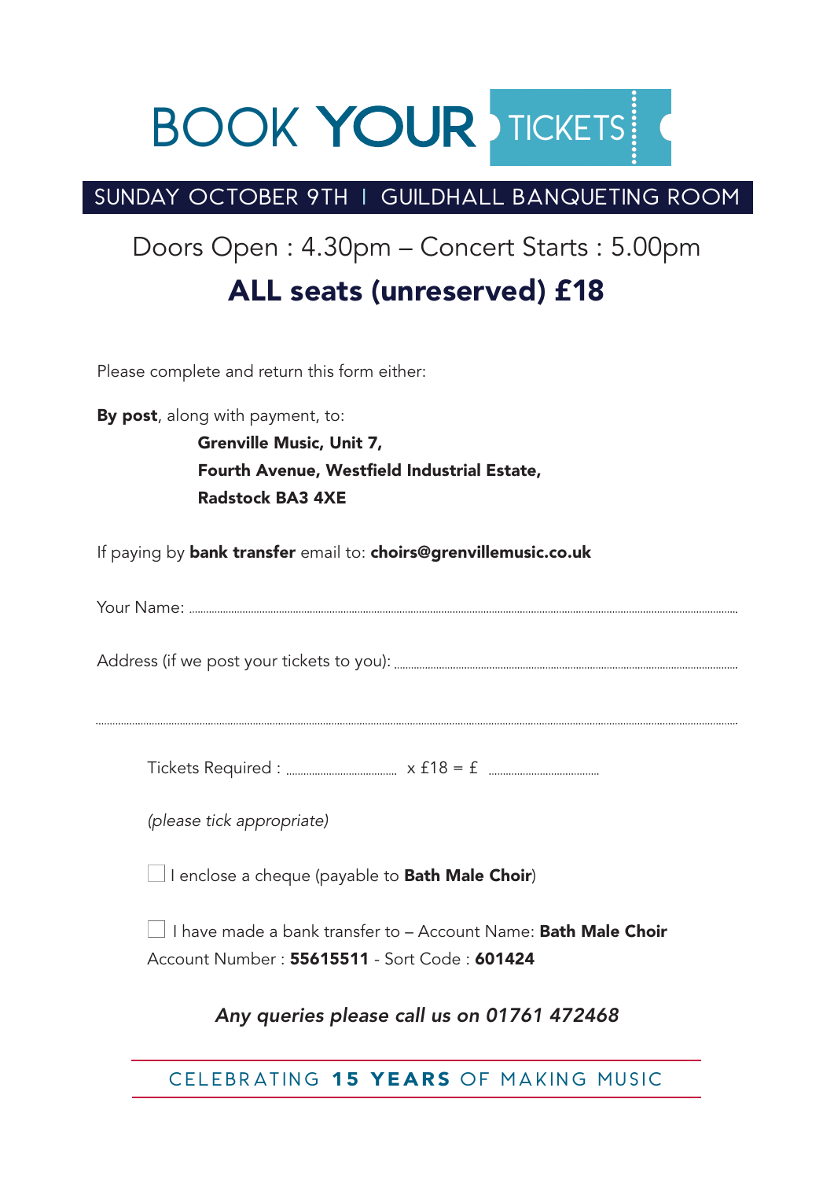# BOOK YOUR TICKETS

## SUNDAY OCTOBER 9TH | GUILDHALL BANQUETING ROOM

Doors Open : 4.30pm – Concert Starts : 5.00pm

## ALL seats (unreserved) £18

Please complete and return this form either:

**By post**, along with payment, to:

**Grenville Music, Unit 7,**
**Fourth Avenue, Westfield Industrial Estate,**
**Radstock BA3 4XE**

If paying by **bank transfer** email to: **choirs@grenvillemusic.co.uk**

Your Name: ..............................................................................................................................

Address (if we post your tickets to you): ..............................................................................

..................................................................................................................................................

Tickets Required : .................................. x £18 = £ ..................................

*(please tick appropriate)*

☐ I enclose a cheque (payable to **Bath Male Choir**)

☐ I have made a bank transfer to – Account Name: **Bath Male Choir**
Account Number : **55615511** - Sort Code : **601424**

***Any queries please call us on 01761 472468***

CELEBRATING **15 YEARS** OF MAKING MUSIC